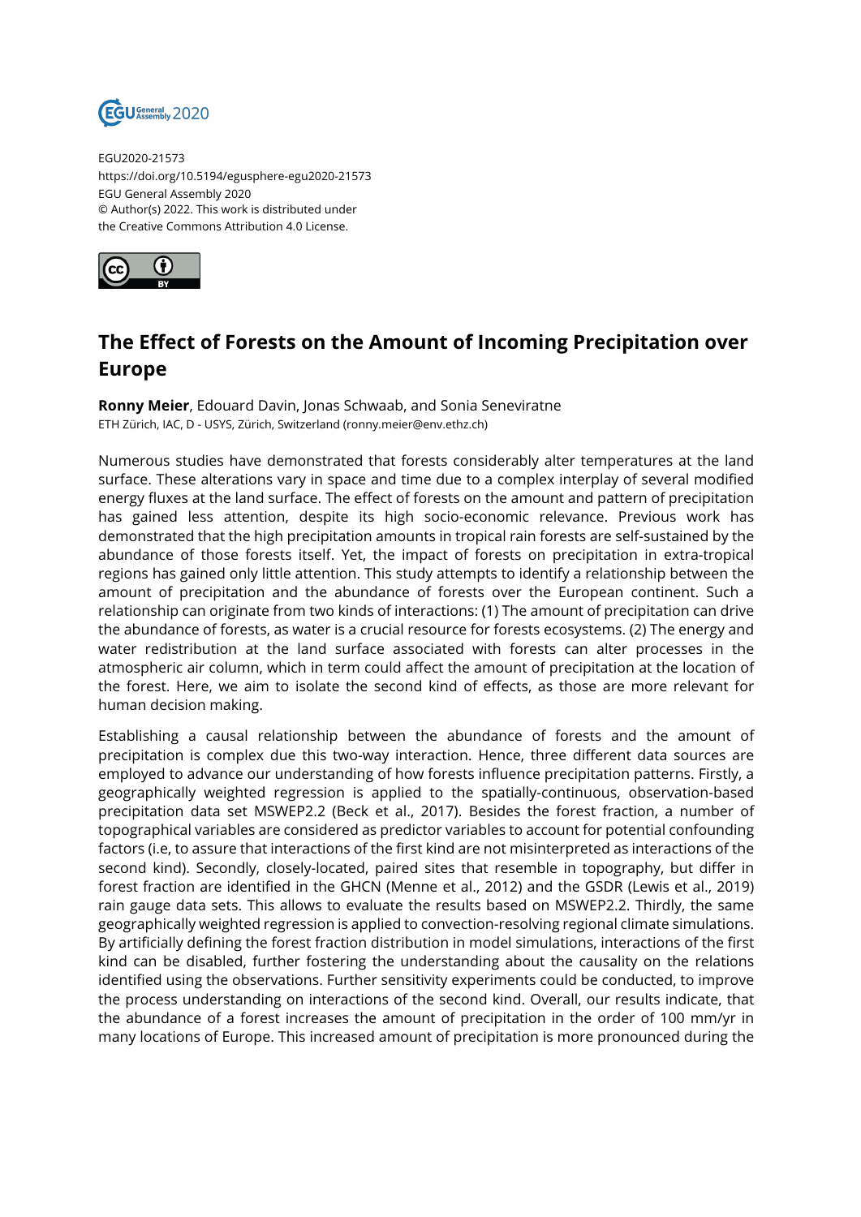EGU2020-21573
https://doi.org/10.5194/egusphere-egu2020-21573
EGU General Assembly 2020
© Author(s) 2022. This work is distributed under
the Creative Commons Attribution 4.0 License.

# The Effect of Forests on the Amount of Incoming Precipitation over Europe

**Ronny Meier**, Edouard Davin, Jonas Schwaab, and Sonia Seneviratne
ETH Zürich, IAC, D - USYS, Zürich, Switzerland (ronny.meier@env.ethz.ch)

Numerous studies have demonstrated that forests considerably alter temperatures at the land surface. These alterations vary in space and time due to a complex interplay of several modified energy fluxes at the land surface. The effect of forests on the amount and pattern of precipitation has gained less attention, despite its high socio-economic relevance. Previous work has demonstrated that the high precipitation amounts in tropical rain forests are self-sustained by the abundance of those forests itself. Yet, the impact of forests on precipitation in extra-tropical regions has gained only little attention. This study attempts to identify a relationship between the amount of precipitation and the abundance of forests over the European continent. Such a relationship can originate from two kinds of interactions: (1) The amount of precipitation can drive the abundance of forests, as water is a crucial resource for forests ecosystems. (2) The energy and water redistribution at the land surface associated with forests can alter processes in the atmospheric air column, which in term could affect the amount of precipitation at the location of the forest. Here, we aim to isolate the second kind of effects, as those are more relevant for human decision making.

Establishing a causal relationship between the abundance of forests and the amount of precipitation is complex due this two-way interaction. Hence, three different data sources are employed to advance our understanding of how forests influence precipitation patterns. Firstly, a geographically weighted regression is applied to the spatially-continuous, observation-based precipitation data set MSWEP2.2 (Beck et al., 2017). Besides the forest fraction, a number of topographical variables are considered as predictor variables to account for potential confounding factors (i.e, to assure that interactions of the first kind are not misinterpreted as interactions of the second kind). Secondly, closely-located, paired sites that resemble in topography, but differ in forest fraction are identified in the GHCN (Menne et al., 2012) and the GSDR (Lewis et al., 2019) rain gauge data sets. This allows to evaluate the results based on MSWEP2.2. Thirdly, the same geographically weighted regression is applied to convection-resolving regional climate simulations. By artificially defining the forest fraction distribution in model simulations, interactions of the first kind can be disabled, further fostering the understanding about the causality on the relations identified using the observations. Further sensitivity experiments could be conducted, to improve the process understanding on interactions of the second kind. Overall, our results indicate, that the abundance of a forest increases the amount of precipitation in the order of 100 mm/yr in many locations of Europe. This increased amount of precipitation is more pronounced during the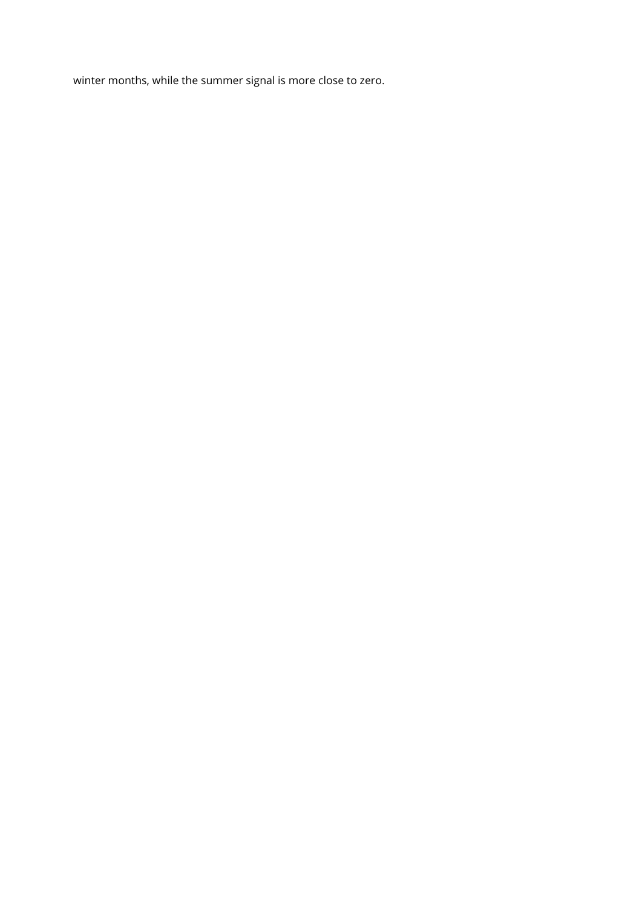winter months, while the summer signal is more close to zero.